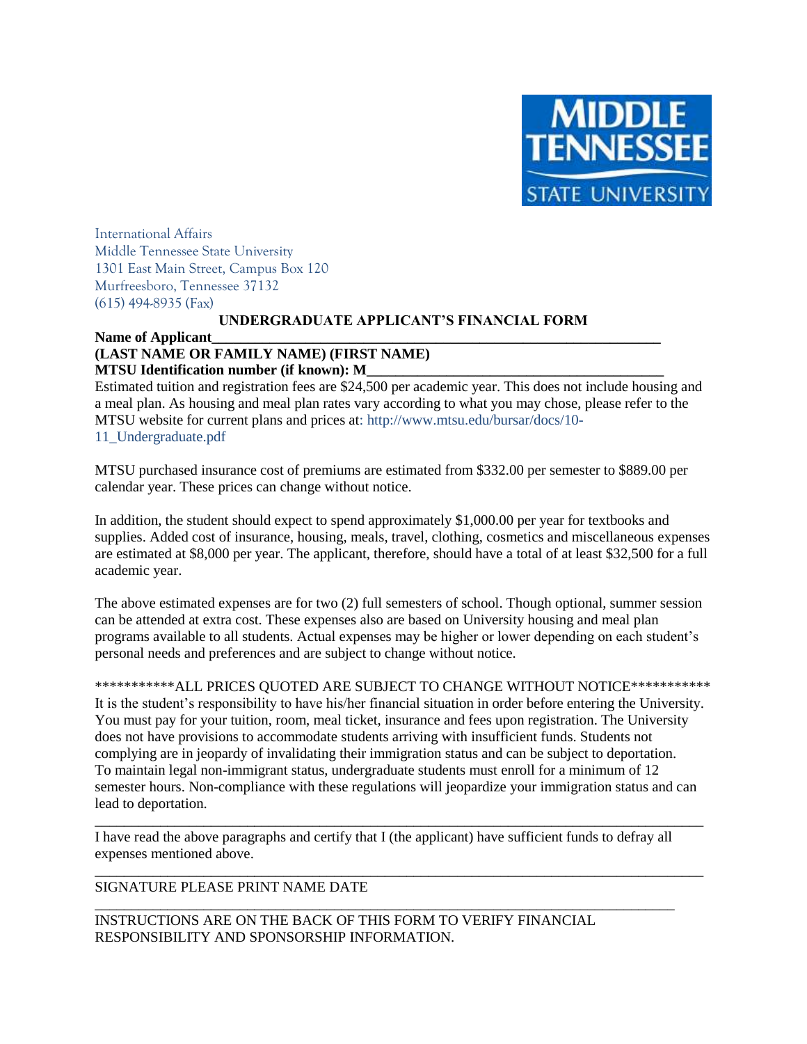International Affairs
Middle Tennessee State University
1301 East Main Street, Campus Box 120
Murfreesboro, Tennessee 37132
(615) 494-8935 (Fax)

## UNDERGRADUATE APPLICANT'S FINANCIAL FORM

**Name of Applicant_______________________________________________________________**

**(LAST NAME OR FAMILY NAME) (FIRST NAME)**

**MTSU Identification number (if known): M________________________________________**

Estimated tuition and registration fees are $24,500 per academic year. This does not include housing and a meal plan. As housing and meal plan rates vary according to what you may chose, please refer to the MTSU website for current plans and prices at: http://www.mtsu.edu/bursar/docs/10-11_Undergraduate.pdf

MTSU purchased insurance cost of premiums are estimated from $332.00 per semester to $889.00 per calendar year. These prices can change without notice.

In addition, the student should expect to spend approximately $1,000.00 per year for textbooks and supplies. Added cost of insurance, housing, meals, travel, clothing, cosmetics and miscellaneous expenses are estimated at $8,000 per year. The applicant, therefore, should have a total of at least $32,500 for a full academic year.

The above estimated expenses are for two (2) full semesters of school. Though optional, summer session can be attended at extra cost. These expenses also are based on University housing and meal plan programs available to all students. Actual expenses may be higher or lower depending on each student's personal needs and preferences and are subject to change without notice.

***********ALL PRICES QUOTED ARE SUBJECT TO CHANGE WITHOUT NOTICE***********

It is the student's responsibility to have his/her financial situation in order before entering the University. You must pay for your tuition, room, meal ticket, insurance and fees upon registration. The University does not have provisions to accommodate students arriving with insufficient funds. Students not complying are in jeopardy of invalidating their immigration status and can be subject to deportation. To maintain legal non-immigrant status, undergraduate students must enroll for a minimum of 12 semester hours. Non-compliance with these regulations will jeopardize your immigration status and can lead to deportation.

_____________________________________________________________________________________

I have read the above paragraphs and certify that I (the applicant) have sufficient funds to defray all expenses mentioned above.

_____________________________________________________________________________________

SIGNATURE PLEASE PRINT NAME DATE

_____________________________________________________________________________________

INSTRUCTIONS ARE ON THE BACK OF THIS FORM TO VERIFY FINANCIAL RESPONSIBILITY AND SPONSORSHIP INFORMATION.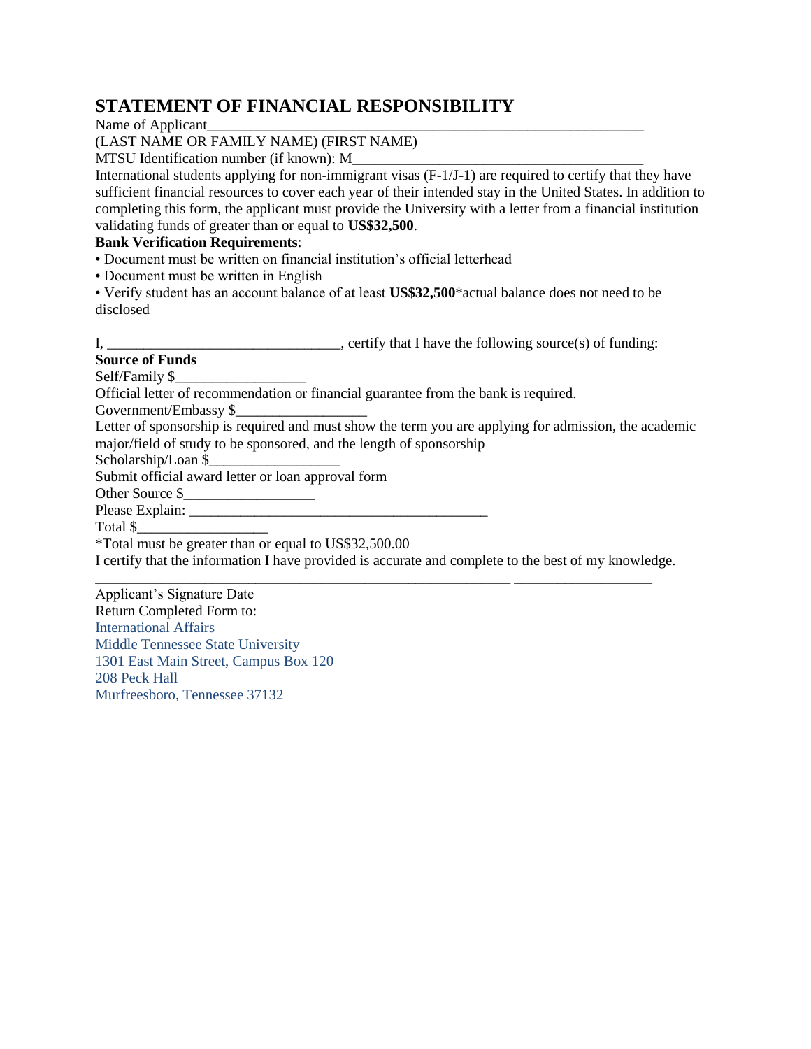# STATEMENT OF FINANCIAL RESPONSIBILITY

Name of Applicant_______________________________________________________________

(LAST NAME OR FAMILY NAME) (FIRST NAME)

MTSU Identification number (if known): M_____________________________________

International students applying for non-immigrant visas (F-1/J-1) are required to certify that they have sufficient financial resources to cover each year of their intended stay in the United States. In addition to completing this form, the applicant must provide the University with a letter from a financial institution validating funds of greater than or equal to **US$32,500**.

**Bank Verification Requirements**:

- Document must be written on financial institution's official letterhead
- Document must be written in English
- Verify student has an account balance of at least **US$32,500***actual balance does not need to be disclosed

I, ______________________________, certify that I have the following source(s) of funding:

**Source of Funds**

Self/Family $_________________

Official letter of recommendation or financial guarantee from the bank is required.

Government/Embassy $_________________

Letter of sponsorship is required and must show the term you are applying for admission, the academic major/field of study to be sponsored, and the length of sponsorship

Scholarship/Loan $_________________

Submit official award letter or loan approval form

Other Source $_________________

Please Explain: _______________________________________

Total $_________________

*Total must be greater than or equal to US$32,500.00

I certify that the information I have provided is accurate and complete to the best of my knowledge.

_______________________________________________________ __________________

Applicant's Signature Date

Return Completed Form to:

International Affairs
Middle Tennessee State University
1301 East Main Street, Campus Box 120
208 Peck Hall
Murfreesboro, Tennessee 37132